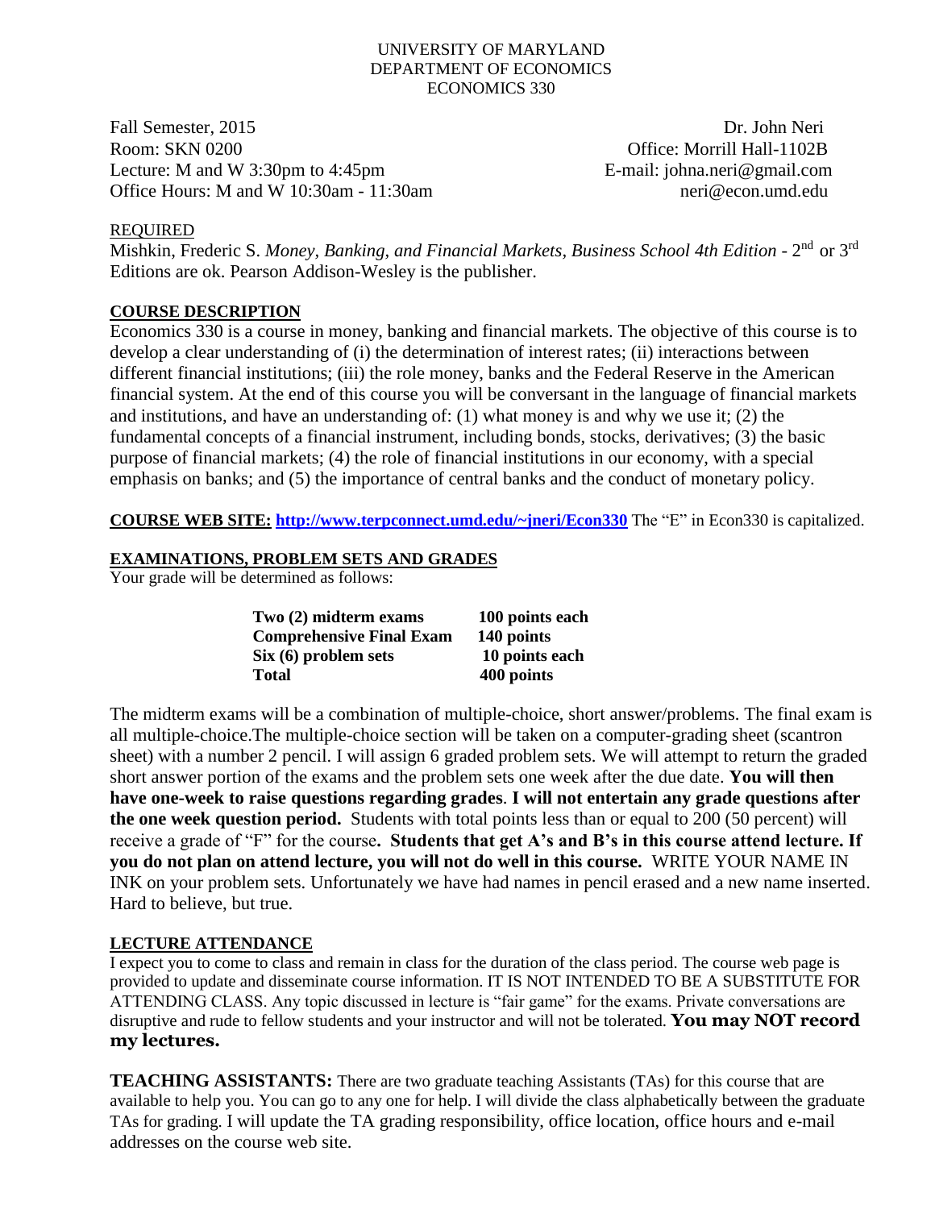UNIVERSITY OF MARYLAND
DEPARTMENT OF ECONOMICS
ECONOMICS 330

Fall Semester, 2015
Room: SKN 0200
Lecture: M and W 3:30pm to 4:45pm
Office Hours: M and W 10:30am - 11:30am

Dr. John Neri
Office: Morrill Hall-1102B
E-mail: johna.neri@gmail.com
neri@econ.umd.edu

REQUIRED

Mishkin, Frederic S. *Money, Banking, and Financial Markets, Business School 4th Edition* - 2nd or 3rd Editions are ok. Pearson Addison-Wesley is the publisher.

## COURSE DESCRIPTION

Economics 330 is a course in money, banking and financial markets. The objective of this course is to develop a clear understanding of (i) the determination of interest rates; (ii) interactions between different financial institutions; (iii) the role money, banks and the Federal Reserve in the American financial system. At the end of this course you will be conversant in the language of financial markets and institutions, and have an understanding of: (1) what money is and why we use it; (2) the fundamental concepts of a financial instrument, including bonds, stocks, derivatives; (3) the basic purpose of financial markets; (4) the role of financial institutions in our economy, with a special emphasis on banks; and (5) the importance of central banks and the conduct of monetary policy.

**COURSE WEB SITE: http://www.terpconnect.umd.edu/~jneri/Econ330** The "E" in Econ330 is capitalized.

## EXAMINATIONS, PROBLEM SETS AND GRADES

Your grade will be determined as follows:

| | |
|---|---|
| **Two (2) midterm exams** | **100 points each** |
| **Comprehensive Final Exam** | **140 points** |
| **Six (6) problem sets** | **10 points each** |
| **Total** | **400 points** |

The midterm exams will be a combination of multiple-choice, short answer/problems. The final exam is all multiple-choice.The multiple-choice section will be taken on a computer-grading sheet (scantron sheet) with a number 2 pencil. I will assign 6 graded problem sets. We will attempt to return the graded short answer portion of the exams and the problem sets one week after the due date. **You will then have one-week to raise questions regarding grades**. **I will not entertain any grade questions after the one week question period.** Students with total points less than or equal to 200 (50 percent) will receive a grade of "F" for the course**. Students that get A's and B's in this course attend lecture. If you do not plan on attend lecture, you will not do well in this course.** WRITE YOUR NAME IN INK on your problem sets. Unfortunately we have had names in pencil erased and a new name inserted. Hard to believe, but true.

## LECTURE ATTENDANCE

I expect you to come to class and remain in class for the duration of the class period. The course web page is provided to update and disseminate course information. IT IS NOT INTENDED TO BE A SUBSTITUTE FOR ATTENDING CLASS. Any topic discussed in lecture is "fair game" for the exams. Private conversations are disruptive and rude to fellow students and your instructor and will not be tolerated. **You may NOT record my lectures.**

**TEACHING ASSISTANTS:** There are two graduate teaching Assistants (TAs) for this course that are available to help you. You can go to any one for help. I will divide the class alphabetically between the graduate TAs for grading. I will update the TA grading responsibility, office location, office hours and e-mail addresses on the course web site.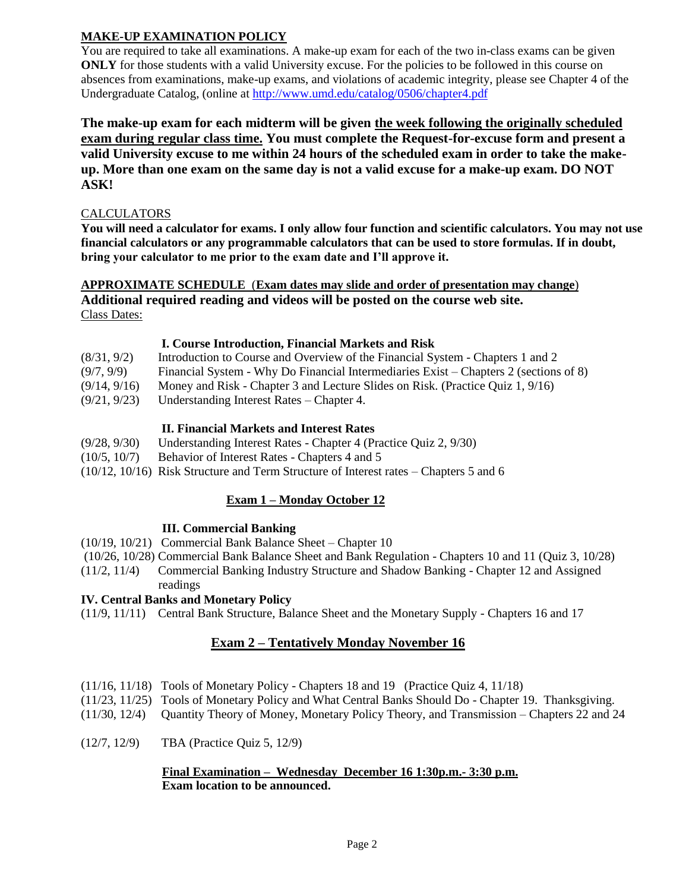## MAKE-UP EXAMINATION POLICY

You are required to take all examinations. A make-up exam for each of the two in-class exams can be given **ONLY** for those students with a valid University excuse. For the policies to be followed in this course on absences from examinations, make-up exams, and violations of academic integrity, please see Chapter 4 of the Undergraduate Catalog, (online at http://www.umd.edu/catalog/0506/chapter4.pdf

**The make-up exam for each midterm will be given <u>the week following the originally scheduled exam during regular class time.</u> You must complete the Request-for-excuse form and present a valid University excuse to me within 24 hours of the scheduled exam in order to take the make-up. More than one exam on the same day is not a valid excuse for a make-up exam. DO NOT ASK!**

### CALCULATORS

**You will need a calculator for exams. I only allow four function and scientific calculators. You may not use financial calculators or any programmable calculators that can be used to store formulas. If in doubt, bring your calculator to me prior to the exam date and I'll approve it.**

## APPROXIMATE SCHEDULE (Exam dates may slide and order of presentation may change)

**Additional required reading and videos will be posted on the course web site.**

Class Dates:

**I. Course Introduction, Financial Markets and Risk**

(8/31, 9/2) Introduction to Course and Overview of the Financial System - Chapters 1 and 2
(9/7, 9/9) Financial System - Why Do Financial Intermediaries Exist – Chapters 2 (sections of 8)
(9/14, 9/16) Money and Risk - Chapter 3 and Lecture Slides on Risk. (Practice Quiz 1, 9/16)
(9/21, 9/23) Understanding Interest Rates – Chapter 4.

**II. Financial Markets and Interest Rates**

(9/28, 9/30) Understanding Interest Rates - Chapter 4 (Practice Quiz 2, 9/30)
(10/5, 10/7) Behavior of Interest Rates - Chapters 4 and 5
(10/12, 10/16) Risk Structure and Term Structure of Interest rates – Chapters 5 and 6

**<u>Exam 1 – Monday October 12</u>**

**III. Commercial Banking**

(10/19, 10/21) Commercial Bank Balance Sheet – Chapter 10
(10/26, 10/28) Commercial Bank Balance Sheet and Bank Regulation - Chapters 10 and 11 (Quiz 3, 10/28)
(11/2, 11/4) Commercial Banking Industry Structure and Shadow Banking - Chapter 12 and Assigned readings

**IV. Central Banks and Monetary Policy**

(11/9, 11/11) Central Bank Structure, Balance Sheet and the Monetary Supply - Chapters 16 and 17

**<u>Exam 2 – Tentatively Monday November 16</u>**

(11/16, 11/18) Tools of Monetary Policy - Chapters 18 and 19 (Practice Quiz 4, 11/18)
(11/23, 11/25) Tools of Monetary Policy and What Central Banks Should Do - Chapter 19. Thanksgiving.
(11/30, 12/4) Quantity Theory of Money, Monetary Policy Theory, and Transmission – Chapters 22 and 24

(12/7, 12/9) TBA (Practice Quiz 5, 12/9)

**<u>Final Examination – Wednesday December 16 1:30p.m.- 3:30 p.m.</u>**
**Exam location to be announced.**